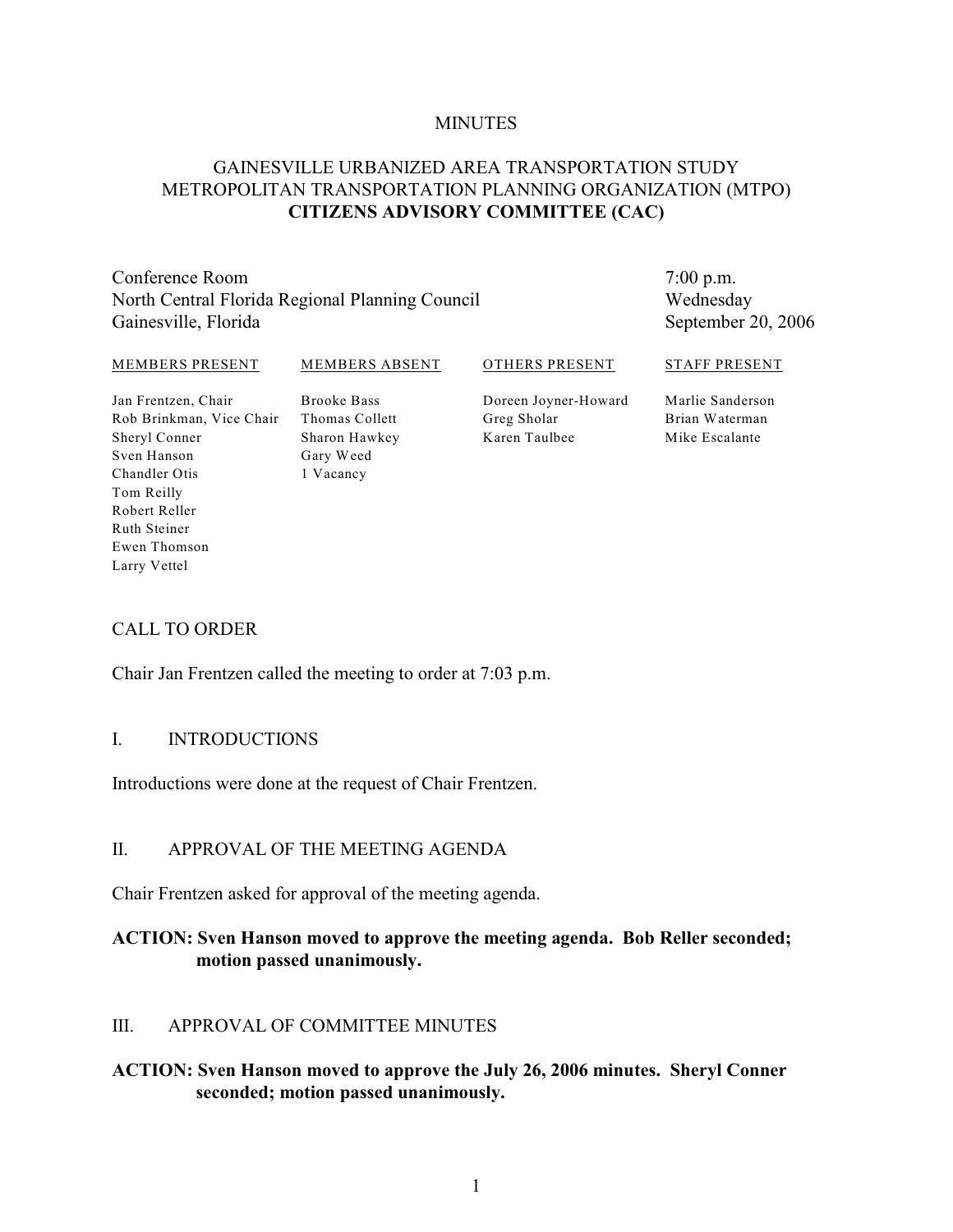MINUTES

# GAINESVILLE URBANIZED AREA TRANSPORTATION STUDY
# METROPOLITAN TRANSPORTATION PLANNING ORGANIZATION (MTPO)
# **CITIZENS ADVISORY COMMITTEE (CAC)**

Conference Room
North Central Florida Regional Planning Council
Gainesville, Florida

7:00 p.m.
Wednesday
September 20, 2006

| MEMBERS PRESENT | MEMBERS ABSENT | OTHERS PRESENT | STAFF PRESENT |
|---|---|---|---|
| Jan Frentzen, Chair | Brooke Bass | Doreen Joyner-Howard | Marlie Sanderson |
| Rob Brinkman, Vice Chair | Thomas Collett | Greg Sholar | Brian Waterman |
| Sheryl Conner | Sharon Hawkey | Karen Taulbee | Mike Escalante |
| Sven Hanson | Gary Weed | | |
| Chandler Otis | 1 Vacancy | | |
| Tom Reilly | | | |
| Robert Reller | | | |
| Ruth Steiner | | | |
| Ewen Thomson | | | |
| Larry Vettel | | | |

## CALL TO ORDER

Chair Jan Frentzen called the meeting to order at 7:03 p.m.

## I. INTRODUCTIONS

Introductions were done at the request of Chair Frentzen.

## II. APPROVAL OF THE MEETING AGENDA

Chair Frentzen asked for approval of the meeting agenda.

**ACTION: Sven Hanson moved to approve the meeting agenda. Bob Reller seconded; motion passed unanimously.**

## III. APPROVAL OF COMMITTEE MINUTES

**ACTION: Sven Hanson moved to approve the July 26, 2006 minutes. Sheryl Conner seconded; motion passed unanimously.**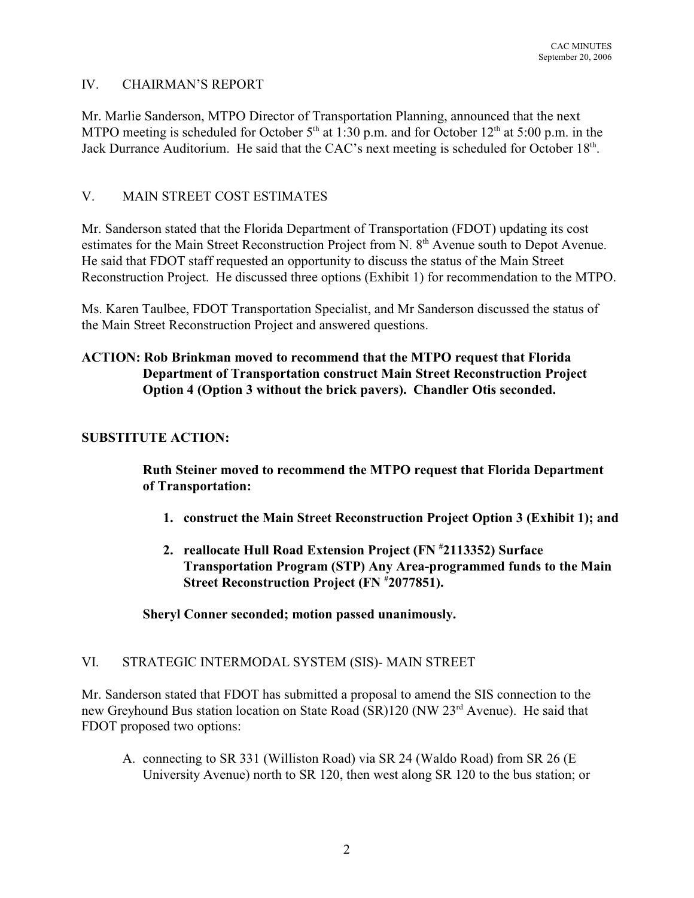## IV. CHAIRMAN'S REPORT

Mr. Marlie Sanderson, MTPO Director of Transportation Planning, announced that the next MTPO meeting is scheduled for October 5th at 1:30 p.m. and for October 12th at 5:00 p.m. in the Jack Durrance Auditorium. He said that the CAC's next meeting is scheduled for October 18th.

## V. MAIN STREET COST ESTIMATES

Mr. Sanderson stated that the Florida Department of Transportation (FDOT) updating its cost estimates for the Main Street Reconstruction Project from N. 8th Avenue south to Depot Avenue. He said that FDOT staff requested an opportunity to discuss the status of the Main Street Reconstruction Project. He discussed three options (Exhibit 1) for recommendation to the MTPO.

Ms. Karen Taulbee, FDOT Transportation Specialist, and Mr Sanderson discussed the status of the Main Street Reconstruction Project and answered questions.

**ACTION: Rob Brinkman moved to recommend that the MTPO request that Florida Department of Transportation construct Main Street Reconstruction Project Option 4 (Option 3 without the brick pavers). Chandler Otis seconded.**

**SUBSTITUTE ACTION:**

**Ruth Steiner moved to recommend the MTPO request that Florida Department of Transportation:**

1. **construct the Main Street Reconstruction Project Option 3 (Exhibit 1); and**
2. **reallocate Hull Road Extension Project (FN #2113352) Surface Transportation Program (STP) Any Area-programmed funds to the Main Street Reconstruction Project (FN #2077851).**

**Sheryl Conner seconded; motion passed unanimously.**

## VI. STRATEGIC INTERMODAL SYSTEM (SIS)- MAIN STREET

Mr. Sanderson stated that FDOT has submitted a proposal to amend the SIS connection to the new Greyhound Bus station location on State Road (SR)120 (NW 23rd Avenue). He said that FDOT proposed two options:

A. connecting to SR 331 (Williston Road) via SR 24 (Waldo Road) from SR 26 (E University Avenue) north to SR 120, then west along SR 120 to the bus station; or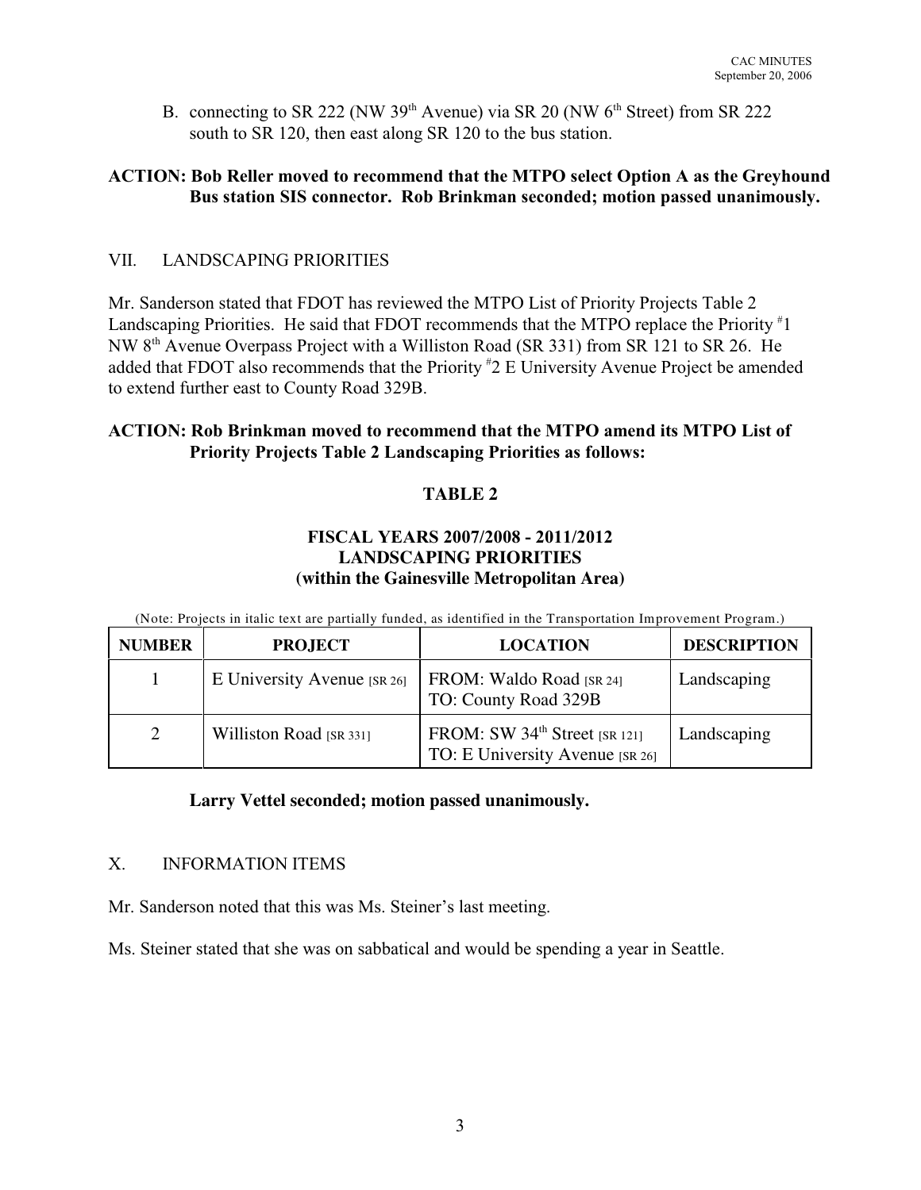B. connecting to SR 222 (NW 39th Avenue) via SR 20 (NW 6th Street) from SR 222 south to SR 120, then east along SR 120 to the bus station.

**ACTION: Bob Reller moved to recommend that the MTPO select Option A as the Greyhound Bus station SIS connector. Rob Brinkman seconded; motion passed unanimously.**

## VII. LANDSCAPING PRIORITIES

Mr. Sanderson stated that FDOT has reviewed the MTPO List of Priority Projects Table 2 Landscaping Priorities. He said that FDOT recommends that the MTPO replace the Priority #1 NW 8th Avenue Overpass Project with a Williston Road (SR 331) from SR 121 to SR 26. He added that FDOT also recommends that the Priority #2 E University Avenue Project be amended to extend further east to County Road 329B.

**ACTION: Rob Brinkman moved to recommend that the MTPO amend its MTPO List of Priority Projects Table 2 Landscaping Priorities as follows:**

**TABLE 2**

**FISCAL YEARS 2007/2008 - 2011/2012**
**LANDSCAPING PRIORITIES**
**(within the Gainesville Metropolitan Area)**

(Note: Projects in italic text are partially funded, as identified in the Transportation Improvement Program.)

| NUMBER | PROJECT | LOCATION | DESCRIPTION |
|---|---|---|---|
| 1 | E University Avenue [SR 26] | FROM: Waldo Road [SR 24]<br>TO: County Road 329B | Landscaping |
| 2 | Williston Road [SR 331] | FROM: SW 34th Street [SR 121]<br>TO: E University Avenue [SR 26] | Landscaping |

**Larry Vettel seconded; motion passed unanimously.**

## X. INFORMATION ITEMS

Mr. Sanderson noted that this was Ms. Steiner's last meeting.

Ms. Steiner stated that she was on sabbatical and would be spending a year in Seattle.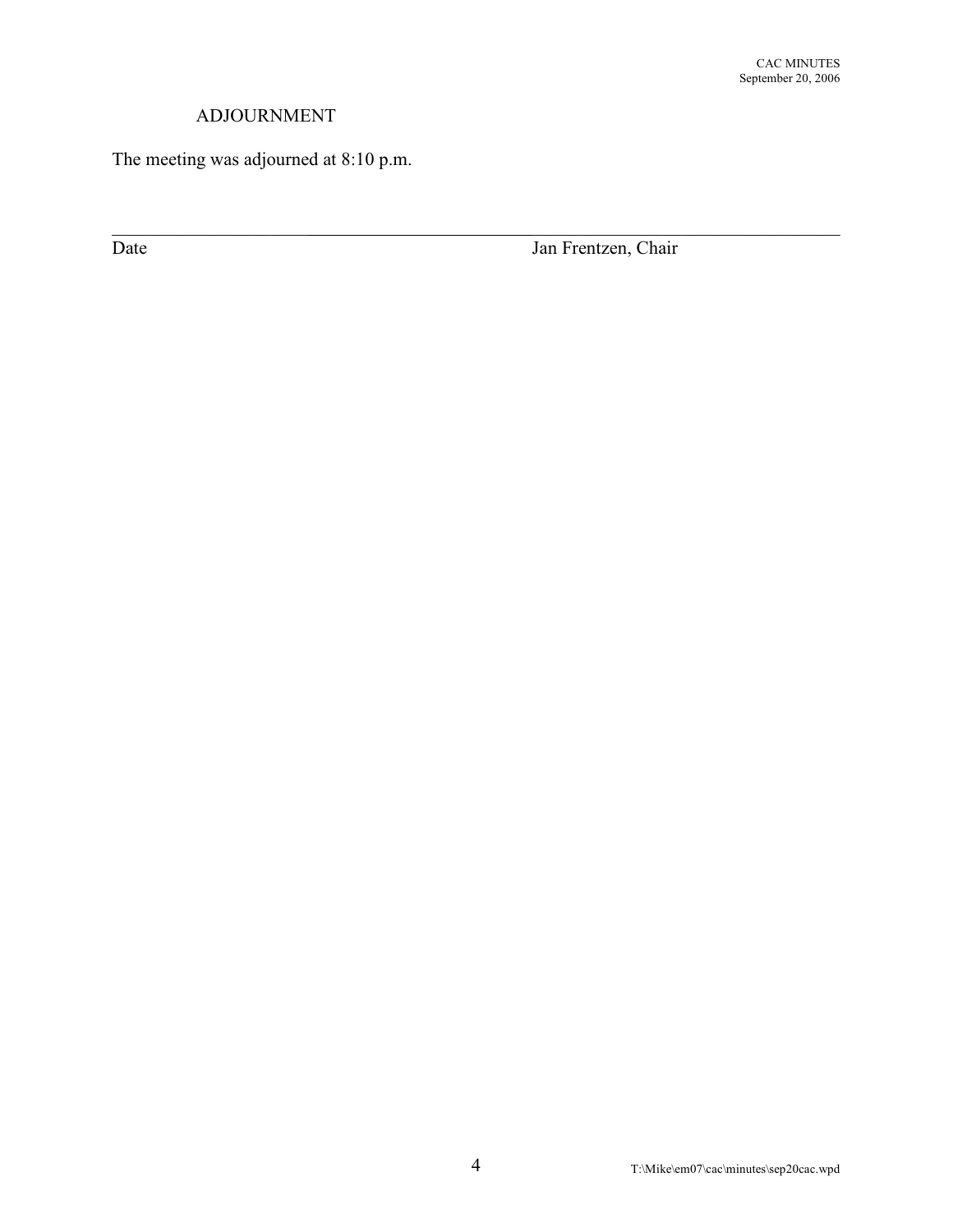## ADJOURNMENT

The meeting was adjourned at 8:10 p.m.

\_\_\_\_\_\_\_\_\_\_\_\_\_\_\_\_\_\_\_\_\_\_\_\_\_\_\_\_\_\_\_\_\_\_\_\_\_\_\_\_\_\_\_\_\_\_\_\_\_\_\_\_\_\_\_\_\_\_\_\_\_\_\_\_\_\_\_\_\_\_\_\_\_\_\_\_

Date                                                                                    Jan Frentzen, Chair

T:\Mike\em07\cac\minutes\sep20cac.wpd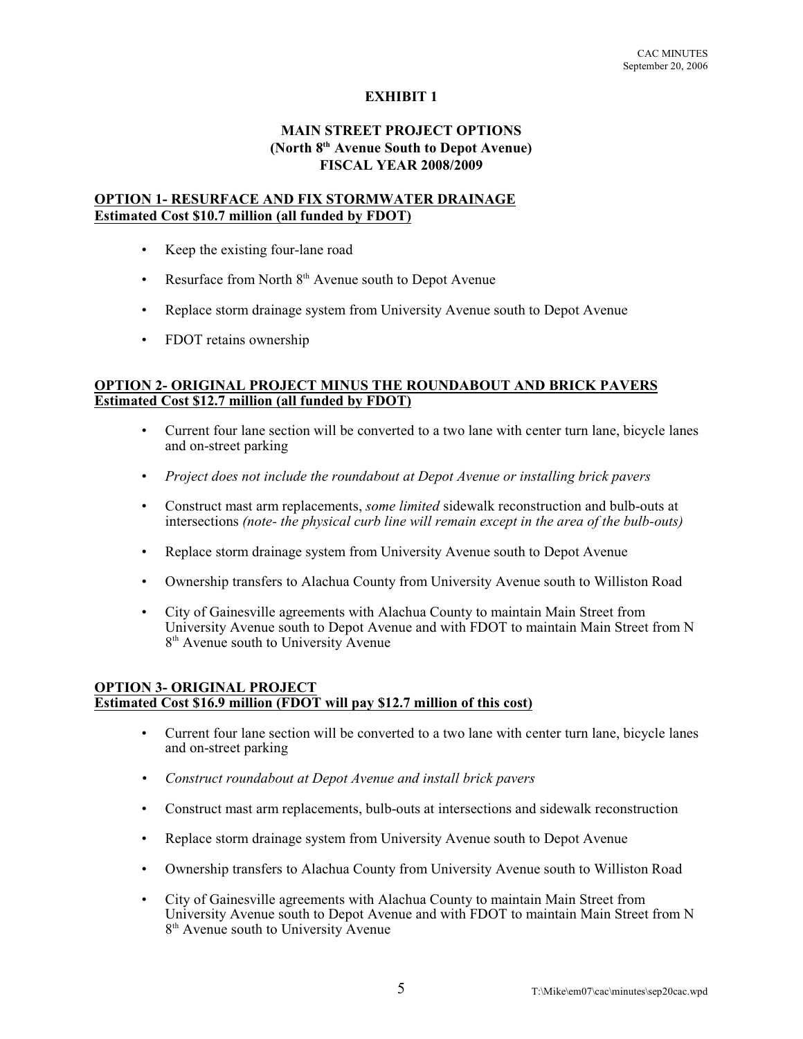# EXHIBIT 1

## MAIN STREET PROJECT OPTIONS
## (North 8th Avenue South to Depot Avenue)
## FISCAL YEAR 2008/2009

**OPTION 1- RESURFACE AND FIX STORMWATER DRAINAGE**
**Estimated Cost $10.7 million (all funded by FDOT)**

- Keep the existing four-lane road
- Resurface from North 8th Avenue south to Depot Avenue
- Replace storm drainage system from University Avenue south to Depot Avenue
- FDOT retains ownership

**OPTION 2- ORIGINAL PROJECT MINUS THE ROUNDABOUT AND BRICK PAVERS**
**Estimated Cost $12.7 million (all funded by FDOT)**

- Current four lane section will be converted to a two lane with center turn lane, bicycle lanes and on-street parking
- *Project does not include the roundabout at Depot Avenue or installing brick pavers*
- Construct mast arm replacements, *some limited* sidewalk reconstruction and bulb-outs at intersections *(note- the physical curb line will remain except in the area of the bulb-outs)*
- Replace storm drainage system from University Avenue south to Depot Avenue
- Ownership transfers to Alachua County from University Avenue south to Williston Road
- City of Gainesville agreements with Alachua County to maintain Main Street from University Avenue south to Depot Avenue and with FDOT to maintain Main Street from N 8th Avenue south to University Avenue

**OPTION 3- ORIGINAL PROJECT**
**Estimated Cost $16.9 million (FDOT will pay $12.7 million of this cost)**

- Current four lane section will be converted to a two lane with center turn lane, bicycle lanes and on-street parking
- *Construct roundabout at Depot Avenue and install brick pavers*
- Construct mast arm replacements, bulb-outs at intersections and sidewalk reconstruction
- Replace storm drainage system from University Avenue south to Depot Avenue
- Ownership transfers to Alachua County from University Avenue south to Williston Road
- City of Gainesville agreements with Alachua County to maintain Main Street from University Avenue south to Depot Avenue and with FDOT to maintain Main Street from N 8th Avenue south to University Avenue